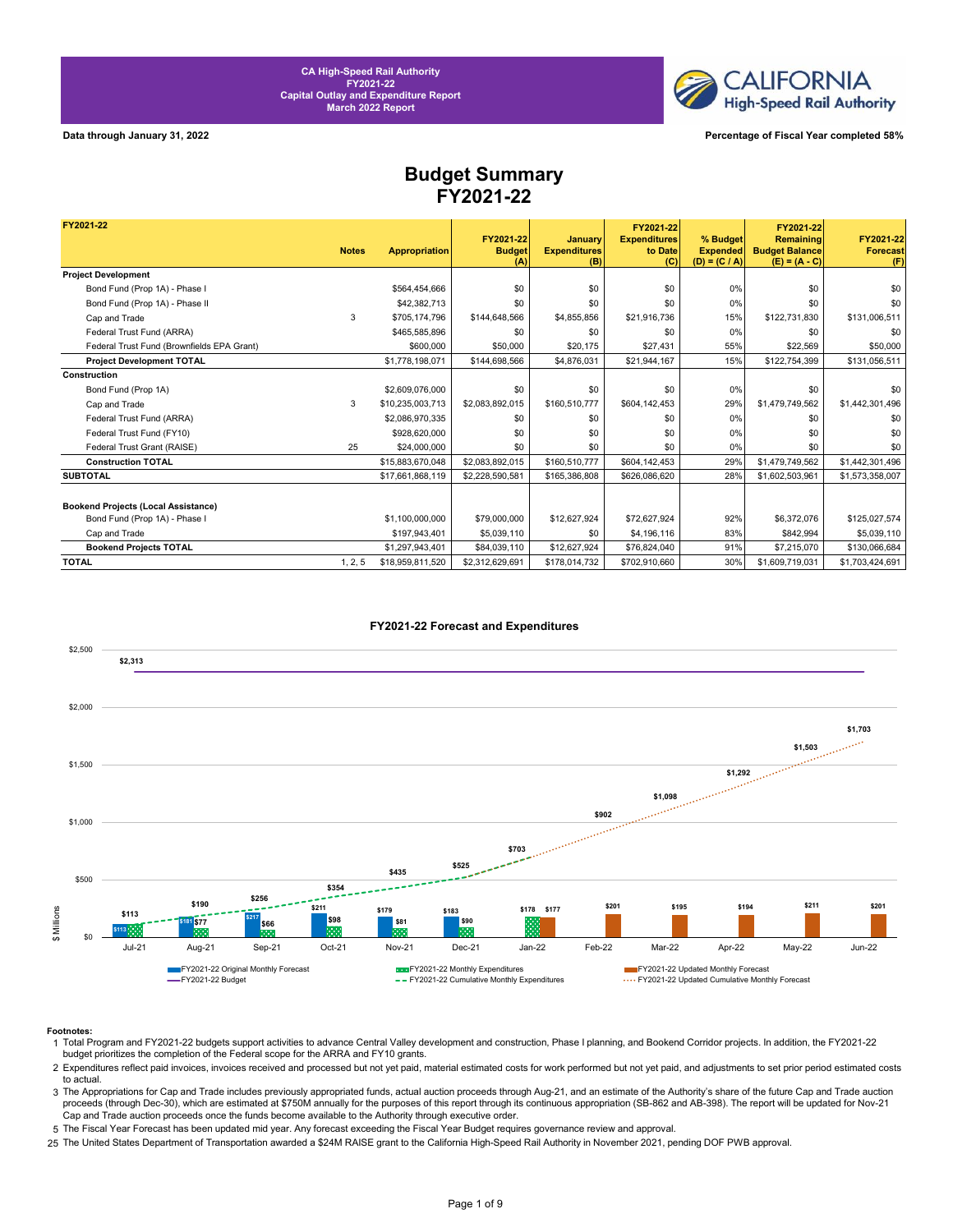CA High-Speed Rail Authority
FY2021-22
Capital Outlay and Expenditure Report
March 2022 Report

Data through January 31, 2022

Percentage of Fiscal Year completed 58%

# Budget Summary
# FY2021-22

| FY2021-22 | Notes | Appropriation | FY2021-22 Budget (A) | January Expenditures (B) | FY2021-22 Expenditures to Date (C) | % Budget Expended (D) = (C / A) | FY2021-22 Remaining Budget Balance (E) = (A - C) | FY2021-22 Forecast (F) |
|---|---|---|---|---|---|---|---|---|
| **Project Development** | | | | | | | | |
| Bond Fund (Prop 1A) - Phase I | | $564,454,666 | $0 | $0 | $0 | 0% | $0 | $0 |
| Bond Fund (Prop 1A) - Phase II | | $42,382,713 | $0 | $0 | $0 | 0% | $0 | $0 |
| Cap and Trade | 3 | $705,174,796 | $144,648,566 | $4,855,856 | $21,916,736 | 15% | $122,731,830 | $131,006,511 |
| Federal Trust Fund (ARRA) | | $465,585,896 | $0 | $0 | $0 | 0% | $0 | $0 |
| Federal Trust Fund (Brownfields EPA Grant) | | $600,000 | $50,000 | $20,175 | $27,431 | 55% | $22,569 | $50,000 |
| **Project Development TOTAL** | | $1,778,198,071 | $144,698,566 | $4,876,031 | $21,944,167 | 15% | $122,754,399 | $131,056,511 |
| **Construction** | | | | | | | | |
| Bond Fund (Prop 1A) | | $2,609,076,000 | $0 | $0 | $0 | 0% | $0 | $0 |
| Cap and Trade | 3 | $10,235,003,713 | $2,083,892,015 | $160,510,777 | $604,142,453 | 29% | $1,479,749,562 | $1,442,301,496 |
| Federal Trust Fund (ARRA) | | $2,086,970,335 | $0 | $0 | $0 | 0% | $0 | $0 |
| Federal Trust Fund (FY10) | | $928,620,000 | $0 | $0 | $0 | 0% | $0 | $0 |
| Federal Trust Grant (RAISE) | 25 | $24,000,000 | $0 | $0 | $0 | 0% | $0 | $0 |
| **Construction TOTAL** | | $15,883,670,048 | $2,083,892,015 | $160,510,777 | $604,142,453 | 29% | $1,479,749,562 | $1,442,301,496 |
| **SUBTOTAL** | | $17,661,868,119 | $2,228,590,581 | $165,386,808 | $626,086,620 | 28% | $1,602,503,961 | $1,573,358,007 |
| **Bookend Projects (Local Assistance)** | | | | | | | | |
| Bond Fund (Prop 1A) - Phase I | | $1,100,000,000 | $79,000,000 | $12,627,924 | $72,627,924 | 92% | $6,372,076 | $125,027,574 |
| Cap and Trade | | $197,943,401 | $5,039,110 | $0 | $4,196,116 | 83% | $842,994 | $5,039,110 |
| **Bookend Projects TOTAL** | | $1,297,943,401 | $84,039,110 | $12,627,924 | $76,824,040 | 91% | $7,215,070 | $130,066,684 |
| **TOTAL** | 1, 2, 5 | $18,959,811,520 | $2,312,629,691 | $178,014,732 | $702,910,660 | 30% | $1,609,719,031 | $1,703,424,691 |

**FY2021-22 Forecast and Expenditures**

| Month | FY2021-22 Original Monthly Forecast ($M) | FY2021-22 Monthly Expenditures ($M) | FY2021-22 Updated Monthly Forecast ($M) | Cumulative ($M) |
|---|---|---|---|---|
| Jul-21 | $113 | $113 | | $113 |
| Aug-21 | $181 | $77 | | $190 |
| Sep-21 | $217 | $66 | | $256 |
| Oct-21 | $211 | $98 | | $354 |
| Nov-21 | $179 | $81 | | $435 |
| Dec-21 | $183 | $90 | | $525 |
| Jan-22 | | $178 | $177 | $703 |
| Feb-22 | | | $201 | $902 |
| Mar-22 | | | $195 | $1,098 |
| Apr-22 | | | $194 | $1,292 |
| May-22 | | | $211 | $1,503 |
| Jun-22 | | | $201 | $1,703 |

FY2021-22 Budget: $2,313 ($ Millions)

Legend: FY2021-22 Original Monthly Forecast; FY2021-22 Budget; FY2021-22 Monthly Expenditures; FY2021-22 Cumulative Monthly Expenditures; FY2021-22 Updated Monthly Forecast; FY2021-22 Updated Cumulative Monthly Forecast

**Footnotes:**

1 Total Program and FY2021-22 budgets support activities to advance Central Valley development and construction, Phase I planning, and Bookend Corridor projects. In addition, the FY2021-22 budget prioritizes the completion of the Federal scope for the ARRA and FY10 grants.

2 Expenditures reflect paid invoices, invoices received and processed but not yet paid, material estimated costs for work performed but not yet paid, and adjustments to set prior period estimated costs to actual.

3 The Appropriations for Cap and Trade includes previously appropriated funds, actual auction proceeds through Aug-21, and an estimate of the Authority's share of the future Cap and Trade auction proceeds (through Dec-30), which are estimated at $750M annually for the purposes of this report through its continuous appropriation (SB-862 and AB-398). The report will be updated for Nov-21 Cap and Trade auction proceeds once the funds become available to the Authority through executive order.

5 The Fiscal Year Forecast has been updated mid year. Any forecast exceeding the Fiscal Year Budget requires governance review and approval.

25 The United States Department of Transportation awarded a $24M RAISE grant to the California High-Speed Rail Authority in November 2021, pending DOF PWB approval.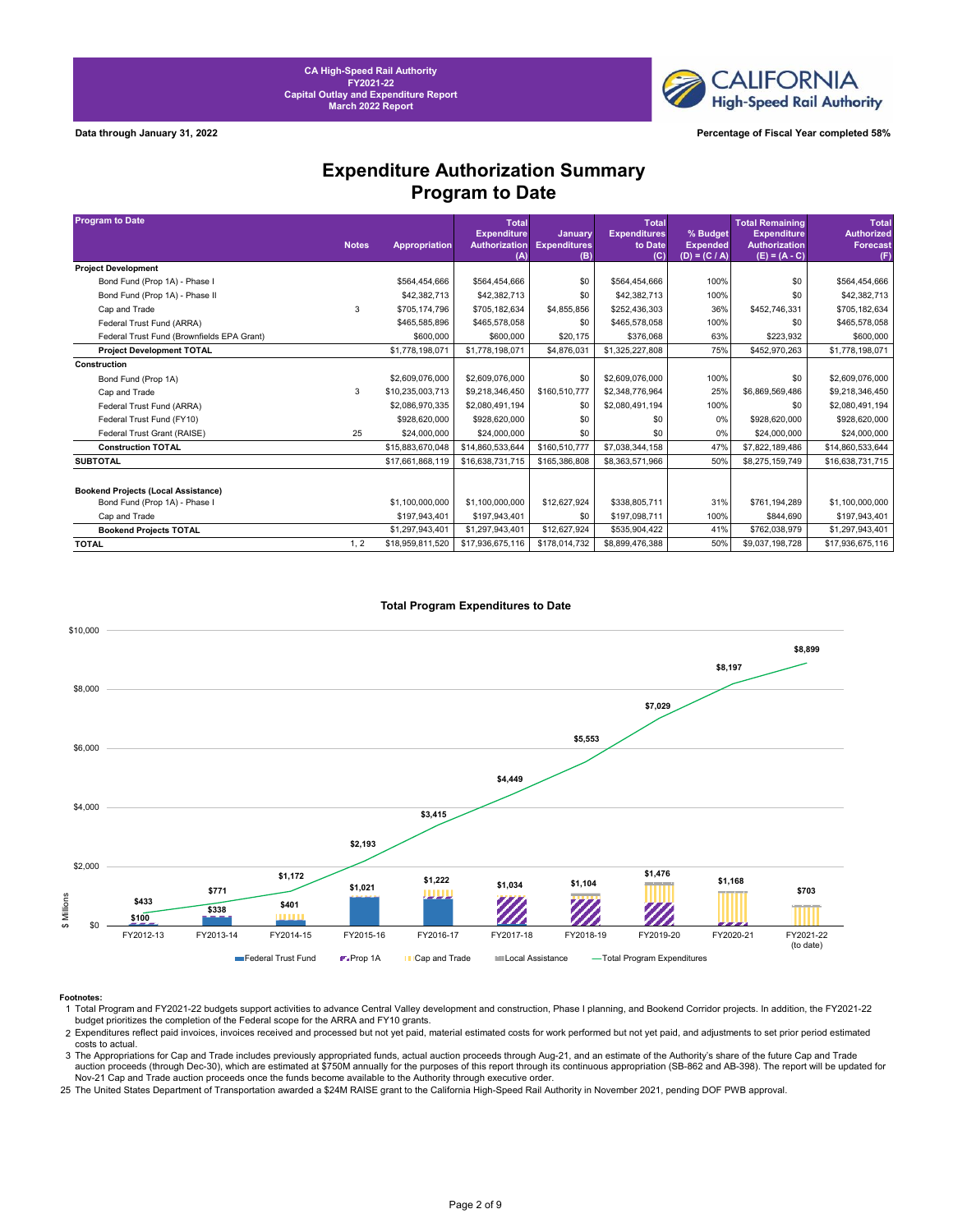CA High-Speed Rail Authority
FY2021-22
Capital Outlay and Expenditure Report
March 2022 Report

Data through January 31, 2022

Percentage of Fiscal Year completed 58%

# Expenditure Authorization Summary
# Program to Date

| Program to Date | Notes | Appropriation | Total Expenditure Authorization (A) | January Expenditures (B) | Total Expenditures to Date (C) | % Budget Expended (D) = (C / A) | Total Remaining Expenditure Authorization (E) = (A - C) | Total Authorized Forecast (F) |
|---|---|---|---|---|---|---|---|---|
| **Project Development** | | | | | | | | |
| Bond Fund (Prop 1A) - Phase I | | $564,454,666 | $564,454,666 | $0 | $564,454,666 | 100% | $0 | $564,454,666 |
| Bond Fund (Prop 1A) - Phase II | | $42,382,713 | $42,382,713 | $0 | $42,382,713 | 100% | $0 | $42,382,713 |
| Cap and Trade | 3 | $705,174,796 | $705,182,634 | $4,855,856 | $252,436,303 | 36% | $452,746,331 | $705,182,634 |
| Federal Trust Fund (ARRA) | | $465,585,896 | $465,578,058 | $0 | $465,578,058 | 100% | $0 | $465,578,058 |
| Federal Trust Fund (Brownfields EPA Grant) | | $600,000 | $600,000 | $20,175 | $376,068 | 63% | $223,932 | $600,000 |
| **Project Development TOTAL** | | $1,778,198,071 | $1,778,198,071 | $4,876,031 | $1,325,227,808 | 75% | $452,970,263 | $1,778,198,071 |
| **Construction** | | | | | | | | |
| Bond Fund (Prop 1A) | | $2,609,076,000 | $2,609,076,000 | $0 | $2,609,076,000 | 100% | $0 | $2,609,076,000 |
| Cap and Trade | 3 | $10,235,003,713 | $9,218,346,450 | $160,510,777 | $2,348,776,964 | 25% | $6,869,569,486 | $9,218,346,450 |
| Federal Trust Fund (ARRA) | | $2,086,970,335 | $2,080,491,194 | $0 | $2,080,491,194 | 100% | $0 | $2,080,491,194 |
| Federal Trust Fund (FY10) | | $928,620,000 | $928,620,000 | $0 | $0 | 0% | $928,620,000 | $928,620,000 |
| Federal Trust Grant (RAISE) | 25 | $24,000,000 | $24,000,000 | $0 | $0 | 0% | $24,000,000 | $24,000,000 |
| **Construction TOTAL** | | $15,883,670,048 | $14,860,533,644 | $160,510,777 | $7,038,344,158 | 47% | $7,822,189,486 | $14,860,533,644 |
| **SUBTOTAL** | | $17,661,868,119 | $16,638,731,715 | $165,386,808 | $8,363,571,966 | 50% | $8,275,159,749 | $16,638,731,715 |
| **Bookend Projects (Local Assistance)** | | | | | | | | |
| Bond Fund (Prop 1A) - Phase I | | $1,100,000,000 | $1,100,000,000 | $12,627,924 | $338,805,711 | 31% | $761,194,289 | $1,100,000,000 |
| Cap and Trade | | $197,943,401 | $197,943,401 | $0 | $197,098,711 | 100% | $844,690 | $197,943,401 |
| **Bookend Projects TOTAL** | | $1,297,943,401 | $1,297,943,401 | $12,627,924 | $535,904,422 | 41% | $762,038,979 | $1,297,943,401 |
| **TOTAL** | 1, 2 | $18,959,811,520 | $17,936,675,116 | $178,014,732 | $8,899,476,388 | 50% | $9,037,198,728 | $17,936,675,116 |

### Total Program Expenditures to Date

| Fiscal Year | Annual Expenditures ($ Millions) | Total Program Expenditures ($ Millions) |
|---|---|---|
| FY2012-13 | $100 | $433 |
| FY2013-14 | $338 | $771 |
| FY2014-15 | $401 | $1,172 |
| FY2015-16 | $1,021 | $2,193 |
| FY2016-17 | $1,222 | $3,415 |
| FY2017-18 | $1,034 | $4,449 |
| FY2018-19 | $1,104 | $5,553 |
| FY2019-20 | $1,476 | $7,029 |
| FY2020-21 | $1,168 | $8,197 |
| FY2021-22 (to date) | $703 | $8,899 |

Legend: Federal Trust Fund, Prop 1A, Cap and Trade, Local Assistance, Total Program Expenditures

**Footnotes:**

1 Total Program and FY2021-22 budgets support activities to advance Central Valley development and construction, Phase I planning, and Bookend Corridor projects. In addition, the FY2021-22 budget prioritizes the completion of the Federal scope for the ARRA and FY10 grants.

2 Expenditures reflect paid invoices, invoices received and processed but not yet paid, material estimated costs for work performed but not yet paid, and adjustments to set prior period estimated costs to actual.

3 The Appropriations for Cap and Trade includes previously appropriated funds, actual auction proceeds through Aug-21, and an estimate of the Authority's share of the future Cap and Trade auction proceeds (through Dec-30), which are estimated at $750M annually for the purposes of this report through its continuous appropriation (SB-862 and AB-398). The report will be updated for Nov-21 Cap and Trade auction proceeds once the funds become available to the Authority through executive order.

25 The United States Department of Transportation awarded a $24M RAISE grant to the California High-Speed Rail Authority in November 2021, pending DOF PWB approval.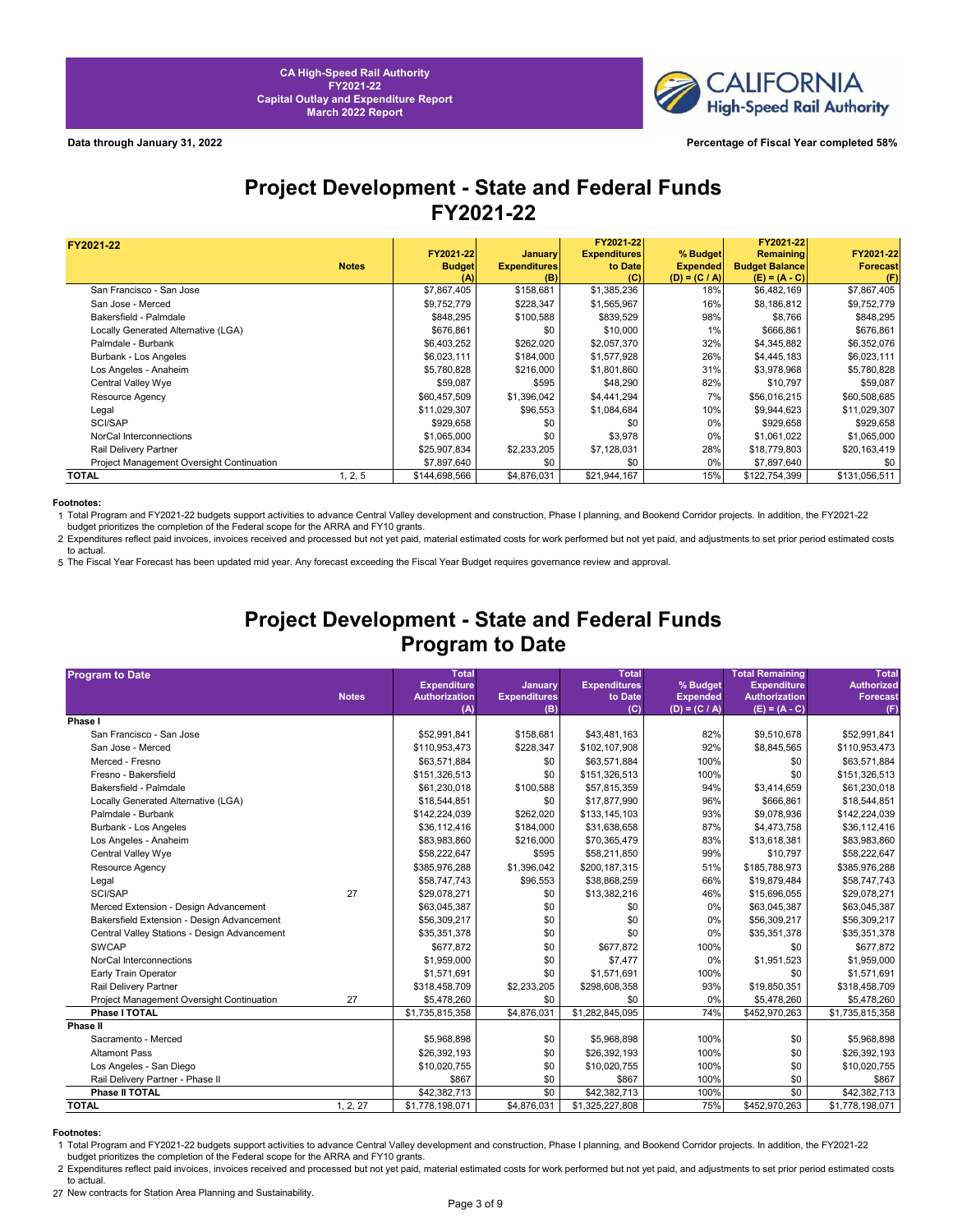CA High-Speed Rail Authority
FY2021-22
Capital Outlay and Expenditure Report
March 2022 Report

**Data through January 31, 2022** | **Percentage of Fiscal Year completed 58%**

# Project Development - State and Federal Funds FY2021-22

| FY2021-22 | Notes | FY2021-22 Budget (A) | January Expenditures (B) | FY2021-22 Expenditures to Date (C) | % Budget Expended (D) = (C / A) | FY2021-22 Remaining Budget Balance (E) = (A - C) | FY2021-22 Forecast (F) |
|---|---|---|---|---|---|---|---|
| San Francisco - San Jose | | $7,867,405 | $158,681 | $1,385,236 | 18% | $6,482,169 | $7,867,405 |
| San Jose - Merced | | $9,752,779 | $228,347 | $1,565,967 | 16% | $8,186,812 | $9,752,779 |
| Bakersfield - Palmdale | | $848,295 | $100,588 | $839,529 | 98% | $8,766 | $848,295 |
| Locally Generated Alternative (LGA) | | $676,861 | $0 | $10,000 | 1% | $666,861 | $676,861 |
| Palmdale - Burbank | | $6,403,252 | $262,020 | $2,057,370 | 32% | $4,345,882 | $6,352,076 |
| Burbank - Los Angeles | | $6,023,111 | $184,000 | $1,577,928 | 26% | $4,445,183 | $6,023,111 |
| Los Angeles - Anaheim | | $5,780,828 | $216,000 | $1,801,860 | 31% | $3,978,968 | $5,780,828 |
| Central Valley Wye | | $59,087 | $595 | $48,290 | 82% | $10,797 | $59,087 |
| Resource Agency | | $60,457,509 | $1,396,042 | $4,441,294 | 7% | $56,016,215 | $60,508,685 |
| Legal | | $11,029,307 | $96,553 | $1,084,684 | 10% | $9,944,623 | $11,029,307 |
| SCI/SAP | | $929,658 | $0 | $0 | 0% | $929,658 | $929,658 |
| NorCal Interconnections | | $1,065,000 | $0 | $3,978 | 0% | $1,061,022 | $1,065,000 |
| Rail Delivery Partner | | $25,907,834 | $2,233,205 | $7,128,031 | 28% | $18,779,803 | $20,163,419 |
| Project Management Oversight Continuation | | $7,897,640 | $0 | $0 | 0% | $7,897,640 | $0 |
| **TOTAL** | 1, 2, 5 | $144,698,566 | $4,876,031 | $21,944,167 | 15% | $122,754,399 | $131,056,511 |

**Footnotes:**

1 Total Program and FY2021-22 budgets support activities to advance Central Valley development and construction, Phase I planning, and Bookend Corridor projects. In addition, the FY2021-22 budget prioritizes the completion of the Federal scope for the ARRA and FY10 grants.

2 Expenditures reflect paid invoices, invoices received and processed but not yet paid, material estimated costs for work performed but not yet paid, and adjustments to set prior period estimated costs to actual.

5 The Fiscal Year Forecast has been updated mid year. Any forecast exceeding the Fiscal Year Budget requires governance review and approval.

# Project Development - State and Federal Funds Program to Date

| Program to Date | Notes | Total Expenditure Authorization (A) | January Expenditures (B) | Total Expenditures to Date (C) | % Budget Expended (D) = (C / A) | Total Remaining Expenditure Authorization (E) = (A - C) | Total Authorized Forecast (F) |
|---|---|---|---|---|---|---|---|
| **Phase I** | | | | | | | |
| San Francisco - San Jose | | $52,991,841 | $158,681 | $43,481,163 | 82% | $9,510,678 | $52,991,841 |
| San Jose - Merced | | $110,953,473 | $228,347 | $102,107,908 | 92% | $8,845,565 | $110,953,473 |
| Merced - Fresno | | $63,571,884 | $0 | $63,571,884 | 100% | $0 | $63,571,884 |
| Fresno - Bakersfield | | $151,326,513 | $0 | $151,326,513 | 100% | $0 | $151,326,513 |
| Bakersfield - Palmdale | | $61,230,018 | $100,588 | $57,815,359 | 94% | $3,414,659 | $61,230,018 |
| Locally Generated Alternative (LGA) | | $18,544,851 | $0 | $17,877,990 | 96% | $666,861 | $18,544,851 |
| Palmdale - Burbank | | $142,224,039 | $262,020 | $133,145,103 | 93% | $9,078,936 | $142,224,039 |
| Burbank - Los Angeles | | $36,112,416 | $184,000 | $31,638,658 | 87% | $4,473,758 | $36,112,416 |
| Los Angeles - Anaheim | | $83,983,860 | $216,000 | $70,365,479 | 83% | $13,618,381 | $83,983,860 |
| Central Valley Wye | | $58,222,647 | $595 | $58,211,850 | 99% | $10,797 | $58,222,647 |
| Resource Agency | | $385,976,288 | $1,396,042 | $200,187,315 | 51% | $185,788,973 | $385,976,288 |
| Legal | | $58,747,743 | $96,553 | $38,868,259 | 66% | $19,879,484 | $58,747,743 |
| SCI/SAP | 27 | $29,078,271 | $0 | $13,382,216 | 46% | $15,696,055 | $29,078,271 |
| Merced Extension - Design Advancement | | $63,045,387 | $0 | $0 | 0% | $63,045,387 | $63,045,387 |
| Bakersfield Extension - Design Advancement | | $56,309,217 | $0 | $0 | 0% | $56,309,217 | $56,309,217 |
| Central Valley Stations - Design Advancement | | $35,351,378 | $0 | $0 | 0% | $35,351,378 | $35,351,378 |
| SWCAP | | $677,872 | $0 | $677,872 | 100% | $0 | $677,872 |
| NorCal Interconnections | | $1,959,000 | $0 | $7,477 | 0% | $1,951,523 | $1,959,000 |
| Early Train Operator | | $1,571,691 | $0 | $1,571,691 | 100% | $0 | $1,571,691 |
| Rail Delivery Partner | | $318,458,709 | $2,233,205 | $298,608,358 | 93% | $19,850,351 | $318,458,709 |
| Project Management Oversight Continuation | 27 | $5,478,260 | $0 | $0 | 0% | $5,478,260 | $5,478,260 |
| **Phase I TOTAL** | | $1,735,815,358 | $4,876,031 | $1,282,845,095 | 74% | $452,970,263 | $1,735,815,358 |
| **Phase II** | | | | | | | |
| Sacramento - Merced | | $5,968,898 | $0 | $5,968,898 | 100% | $0 | $5,968,898 |
| Altamont Pass | | $26,392,193 | $0 | $26,392,193 | 100% | $0 | $26,392,193 |
| Los Angeles - San Diego | | $10,020,755 | $0 | $10,020,755 | 100% | $0 | $10,020,755 |
| Rail Delivery Partner - Phase II | | $867 | $0 | $867 | 100% | $0 | $867 |
| **Phase II TOTAL** | | $42,382,713 | $0 | $42,382,713 | 100% | $0 | $42,382,713 |
| **TOTAL** | 1, 2, 27 | $1,778,198,071 | $4,876,031 | $1,325,227,808 | 75% | $452,970,263 | $1,778,198,071 |

**Footnotes:**

1 Total Program and FY2021-22 budgets support activities to advance Central Valley development and construction, Phase I planning, and Bookend Corridor projects. In addition, the FY2021-22 budget prioritizes the completion of the Federal scope for the ARRA and FY10 grants.

2 Expenditures reflect paid invoices, invoices received and processed but not yet paid, material estimated costs for work performed but not yet paid, and adjustments to set prior period estimated costs to actual.

27 New contracts for Station Area Planning and Sustainability.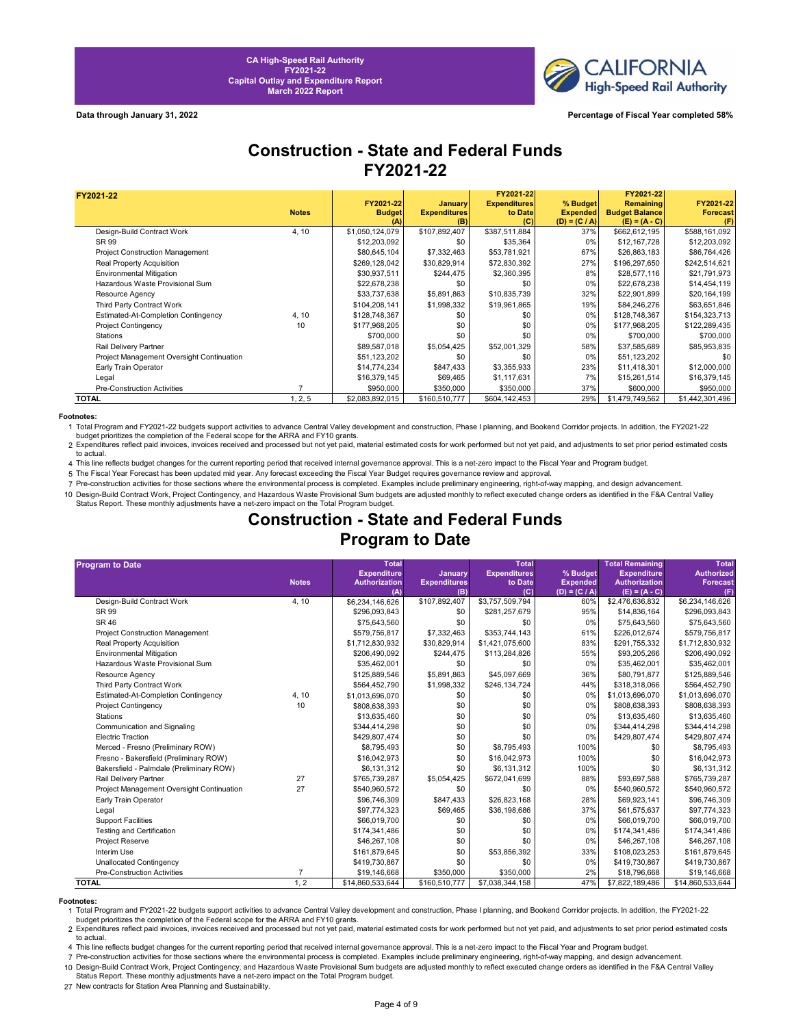CA High-Speed Rail Authority
FY2021-22
Capital Outlay and Expenditure Report
March 2022 Report

**Data through January 31, 2022**

**Percentage of Fiscal Year completed 58%**

# Construction - State and Federal Funds
## FY2021-22

| FY2021-22 | Notes | FY2021-22 Budget (A) | January Expenditures (B) | FY2021-22 Expenditures to Date (C) | % Budget Expended (D) = (C / A) | FY2021-22 Remaining Budget Balance (E) = (A - C) | FY2021-22 Forecast (F) |
|---|---|---|---|---|---|---|---|
| Design-Build Contract Work | 4, 10 | $1,050,124,079 | $107,892,407 | $387,511,884 | 37% | $662,612,195 | $588,161,092 |
| SR 99 | | $12,203,092 | $0 | $35,364 | 0% | $12,167,728 | $12,203,092 |
| Project Construction Management | | $80,645,104 | $7,332,463 | $53,781,921 | 67% | $26,863,183 | $86,764,426 |
| Real Property Acquisition | | $269,128,042 | $30,829,914 | $72,830,392 | 27% | $196,297,650 | $242,514,621 |
| Environmental Mitigation | | $30,937,511 | $244,475 | $2,360,395 | 8% | $28,577,116 | $21,791,973 |
| Hazardous Waste Provisional Sum | | $22,678,238 | $0 | $0 | 0% | $22,678,238 | $14,454,119 |
| Resource Agency | | $33,737,638 | $5,891,863 | $10,835,739 | 32% | $22,901,899 | $20,164,199 |
| Third Party Contract Work | | $104,208,141 | $1,998,332 | $19,961,865 | 19% | $84,246,276 | $63,651,846 |
| Estimated-At-Completion Contingency | 4, 10 | $128,748,367 | $0 | $0 | 0% | $128,748,367 | $154,323,713 |
| Project Contingency | 10 | $177,968,205 | $0 | $0 | 0% | $177,968,205 | $122,289,435 |
| Stations | | $700,000 | $0 | $0 | 0% | $700,000 | $700,000 |
| Rail Delivery Partner | | $89,587,018 | $5,054,425 | $52,001,329 | 58% | $37,585,689 | $85,953,835 |
| Project Management Oversight Continuation | | $51,123,202 | $0 | $0 | 0% | $51,123,202 | $0 |
| Early Train Operator | | $14,774,234 | $847,433 | $3,355,933 | 23% | $11,418,301 | $12,000,000 |
| Legal | | $16,379,145 | $69,465 | $1,117,631 | 7% | $15,261,514 | $16,379,145 |
| Pre-Construction Activities | 7 | $950,000 | $350,000 | $350,000 | 37% | $600,000 | $950,000 |
| **TOTAL** | 1, 2, 5 | $2,083,892,015 | $160,510,777 | $604,142,453 | 29% | $1,479,749,562 | $1,442,301,496 |

**Footnotes:**

1 Total Program and FY2021-22 budgets support activities to advance Central Valley development and construction, Phase I planning, and Bookend Corridor projects. In addition, the FY2021-22 budget prioritizes the completion of the Federal scope for the ARRA and FY10 grants.

2 Expenditures reflect paid invoices, invoices received and processed but not yet paid, material estimated costs for work performed but not yet paid, and adjustments to set prior period estimated costs to actual.

4 This line reflects budget changes for the current reporting period that received internal governance approval. This is a net-zero impact to the Fiscal Year and Program budget.

5 The Fiscal Year Forecast has been updated mid year. Any forecast exceeding the Fiscal Year Budget requires governance review and approval.

7 Pre-construction activities for those sections where the environmental process is completed. Examples include preliminary engineering, right-of-way mapping, and design advancement.

10 Design-Build Contract Work, Project Contingency, and Hazardous Waste Provisional Sum budgets are adjusted monthly to reflect executed change orders as identified in the F&A Central Valley Status Report. These monthly adjustments have a net-zero impact on the Total Program budget.

# Construction - State and Federal Funds
## Program to Date

| Program to Date | Notes | Total Expenditure Authorization (A) | January Expenditures (B) | Total Expenditures to Date (C) | % Budget Expended (D) = (C / A) | Total Remaining Expenditure Authorization (E) = (A - C) | Total Authorized Forecast (F) |
|---|---|---|---|---|---|---|---|
| Design-Build Contract Work | 4, 10 | $6,234,146,626 | $107,892,407 | $3,757,509,794 | 60% | $2,476,636,832 | $6,234,146,626 |
| SR 99 | | $296,093,843 | $0 | $281,257,679 | 95% | $14,836,164 | $296,093,843 |
| SR 46 | | $75,643,560 | $0 | $0 | 0% | $75,643,560 | $75,643,560 |
| Project Construction Management | | $579,756,817 | $7,332,463 | $353,744,143 | 61% | $226,012,674 | $579,756,817 |
| Real Property Acquisition | | $1,712,830,932 | $30,829,914 | $1,421,075,600 | 83% | $291,755,332 | $1,712,830,932 |
| Environmental Mitigation | | $206,490,092 | $244,475 | $113,284,826 | 55% | $93,205,266 | $206,490,092 |
| Hazardous Waste Provisional Sum | | $35,462,001 | $0 | $0 | 0% | $35,462,001 | $35,462,001 |
| Resource Agency | | $125,889,546 | $5,891,863 | $45,097,669 | 36% | $80,791,877 | $125,889,546 |
| Third Party Contract Work | | $564,452,790 | $1,998,332 | $246,134,724 | 44% | $318,318,066 | $564,452,790 |
| Estimated-At-Completion Contingency | 4, 10 | $1,013,696,070 | $0 | $0 | 0% | $1,013,696,070 | $1,013,696,070 |
| Project Contingency | 10 | $808,638,393 | $0 | $0 | 0% | $808,638,393 | $808,638,393 |
| Stations | | $13,635,460 | $0 | $0 | 0% | $13,635,460 | $13,635,460 |
| Communication and Signaling | | $344,414,298 | $0 | $0 | 0% | $344,414,298 | $344,414,298 |
| Electric Traction | | $429,807,474 | $0 | $0 | 0% | $429,807,474 | $429,807,474 |
| Merced - Fresno (Preliminary ROW) | | $8,795,493 | $0 | $8,795,493 | 100% | $0 | $8,795,493 |
| Fresno - Bakersfield (Preliminary ROW) | | $16,042,973 | $0 | $16,042,973 | 100% | $0 | $16,042,973 |
| Bakersfield - Palmdale (Preliminary ROW) | | $6,131,312 | $0 | $6,131,312 | 100% | $0 | $6,131,312 |
| Rail Delivery Partner | 27 | $765,739,287 | $5,054,425 | $672,041,699 | 88% | $93,697,588 | $765,739,287 |
| Project Management Oversight Continuation | 27 | $540,960,572 | $0 | $0 | 0% | $540,960,572 | $540,960,572 |
| Early Train Operator | | $96,746,309 | $847,433 | $26,823,168 | 28% | $69,923,141 | $96,746,309 |
| Legal | | $97,774,323 | $69,465 | $36,198,686 | 37% | $61,575,637 | $97,774,323 |
| Support Facilities | | $66,019,700 | $0 | $0 | 0% | $66,019,700 | $66,019,700 |
| Testing and Certification | | $174,341,486 | $0 | $0 | 0% | $174,341,486 | $174,341,486 |
| Project Reserve | | $46,267,108 | $0 | $0 | 0% | $46,267,108 | $46,267,108 |
| Interim Use | | $161,879,645 | $0 | $53,856,392 | 33% | $108,023,253 | $161,879,645 |
| Unallocated Contingency | | $419,730,867 | $0 | $0 | 0% | $419,730,867 | $419,730,867 |
| Pre-Construction Activities | 7 | $19,146,668 | $350,000 | $350,000 | 2% | $18,796,668 | $19,146,668 |
| **TOTAL** | 1, 2 | $14,860,533,644 | $160,510,777 | $7,038,344,158 | 47% | $7,822,189,486 | $14,860,533,644 |

**Footnotes:**

1 Total Program and FY2021-22 budgets support activities to advance Central Valley development and construction, Phase I planning, and Bookend Corridor projects. In addition, the FY2021-22 budget prioritizes the completion of the Federal scope for the ARRA and FY10 grants.

2 Expenditures reflect paid invoices, invoices received and processed but not yet paid, material estimated costs for work performed but not yet paid, and adjustments to set prior period estimated costs to actual.

4 This line reflects budget changes for the current reporting period that received internal governance approval. This is a net-zero impact to the Fiscal Year and Program budget.

7 Pre-construction activities for those sections where the environmental process is completed. Examples include preliminary engineering, right-of-way mapping, and design advancement.

10 Design-Build Contract Work, Project Contingency, and Hazardous Waste Provisional Sum budgets are adjusted monthly to reflect executed change orders as identified in the F&A Central Valley Status Report. These monthly adjustments have a net-zero impact on the Total Program budget.

27 New contracts for Station Area Planning and Sustainability.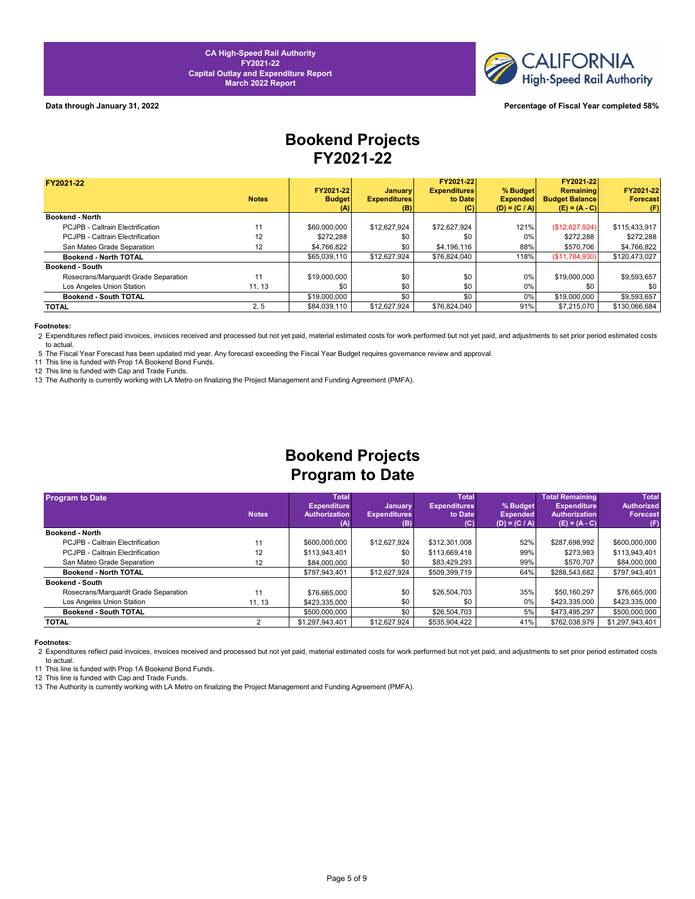CA High-Speed Rail Authority
FY2021-22
Capital Outlay and Expenditure Report
March 2022 Report

CALIFORNIA High-Speed Rail Authority

**Data through January 31, 2022** | **Percentage of Fiscal Year completed 58%**

# Bookend Projects
# FY2021-22

| FY2021-22 | Notes | FY2021-22 Budget (A) | January Expenditures (B) | FY2021-22 Expenditures to Date (C) | % Budget Expended (D) = (C / A) | FY2021-22 Remaining Budget Balance (E) = (A - C) | FY2021-22 Forecast (F) |
|---|---|---|---|---|---|---|---|
| **Bookend - North** | | | | | | | |
| PCJPB - Caltrain Electrification | 11 | $60,000,000 | $12,627,924 | $72,627,924 | 121% | ($12,627,924) | $115,433,917 |
| PCJPB - Caltrain Electrification | 12 | $272,288 | $0 | $0 | 0% | $272,288 | $272,288 |
| San Mateo Grade Separation | 12 | $4,766,822 | $0 | $4,196,116 | 88% | $570,706 | $4,766,822 |
| **Bookend - North TOTAL** | | $65,039,110 | $12,627,924 | $76,824,040 | 118% | ($11,784,930) | $120,473,027 |
| **Bookend - South** | | | | | | | |
| Rosecrans/Marquardt Grade Separation | 11 | $19,000,000 | $0 | $0 | 0% | $19,000,000 | $9,593,657 |
| Los Angeles Union Station | 11, 13 | $0 | $0 | $0 | 0% | $0 | $0 |
| **Bookend - South TOTAL** | | $19,000,000 | $0 | $0 | 0% | $19,000,000 | $9,593,657 |
| **TOTAL** | 2, 5 | $84,039,110 | $12,627,924 | $76,824,040 | 91% | $7,215,070 | $130,066,684 |

**Footnotes:**

2 Expenditures reflect paid invoices, invoices received and processed but not yet paid, material estimated costs for work performed but not yet paid, and adjustments to set prior period estimated costs to actual.

5 The Fiscal Year Forecast has been updated mid year. Any forecast exceeding the Fiscal Year Budget requires governance review and approval.

11 This line is funded with Prop 1A Bookend Bond Funds.

12 This line is funded with Cap and Trade Funds.

13 The Authority is currently working with LA Metro on finalizing the Project Management and Funding Agreement (PMFA).

# Bookend Projects
# Program to Date

| Program to Date | Notes | Total Expenditure Authorization (A) | January Expenditures (B) | Total Expenditures to Date (C) | % Budget Expended (D) = (C / A) | Total Remaining Expenditure Authorization (E) = (A - C) | Total Authorized Forecast (F) |
|---|---|---|---|---|---|---|---|
| **Bookend - North** | | | | | | | |
| PCJPB - Caltrain Electrification | 11 | $600,000,000 | $12,627,924 | $312,301,008 | 52% | $287,698,992 | $600,000,000 |
| PCJPB - Caltrain Electrification | 12 | $113,943,401 | $0 | $113,669,418 | 99% | $273,983 | $113,943,401 |
| San Mateo Grade Separation | 12 | $84,000,000 | $0 | $83,429,293 | 99% | $570,707 | $84,000,000 |
| **Bookend - North TOTAL** | | $797,943,401 | $12,627,924 | $509,399,719 | 64% | $288,543,682 | $797,943,401 |
| **Bookend - South** | | | | | | | |
| Rosecrans/Marquardt Grade Separation | 11 | $76,665,000 | $0 | $26,504,703 | 35% | $50,160,297 | $76,665,000 |
| Los Angeles Union Station | 11, 13 | $423,335,000 | $0 | $0 | 0% | $423,335,000 | $423,335,000 |
| **Bookend - South TOTAL** | | $500,000,000 | $0 | $26,504,703 | 5% | $473,495,297 | $500,000,000 |
| **TOTAL** | 2 | $1,297,943,401 | $12,627,924 | $535,904,422 | 41% | $762,038,979 | $1,297,943,401 |

**Footnotes:**

2 Expenditures reflect paid invoices, invoices received and processed but not yet paid, material estimated costs for work performed but not yet paid, and adjustments to set prior period estimated costs to actual.

11 This line is funded with Prop 1A Bookend Bond Funds.

12 This line is funded with Cap and Trade Funds.

13 The Authority is currently working with LA Metro on finalizing the Project Management and Funding Agreement (PMFA).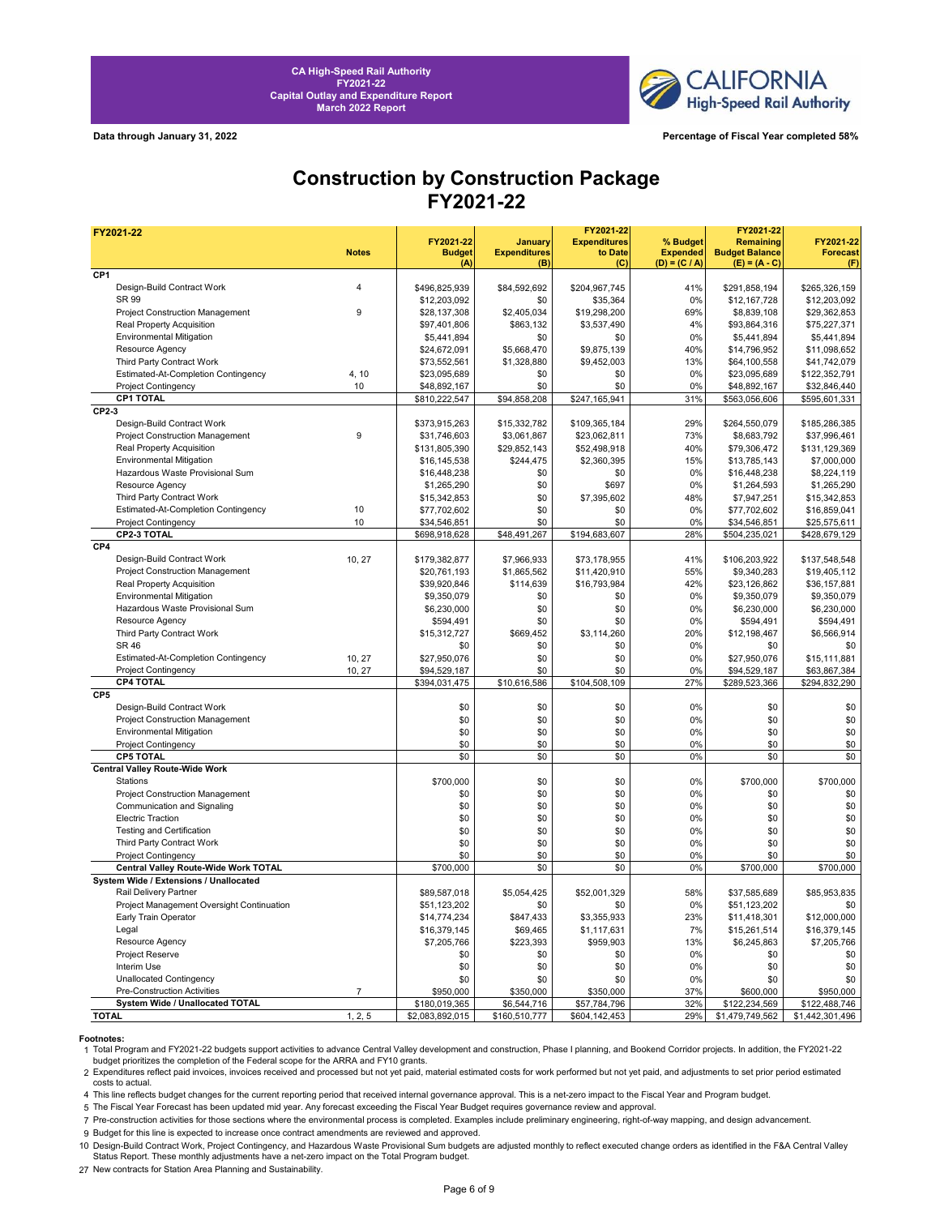CA High-Speed Rail Authority
FY2021-22
Capital Outlay and Expenditure Report
March 2022 Report

Data through January 31, 2022

Percentage of Fiscal Year completed 58%

# Construction by Construction Package
# FY2021-22

| FY2021-22 | Notes | FY2021-22 Budget (A) | January Expenditures (B) | FY2021-22 Expenditures to Date (C) | % Budget Expended (D) = (C / A) | FY2021-22 Remaining Budget Balance (E) = (A - C) | FY2021-22 Forecast (F) |
|---|---|---|---|---|---|---|---|
| **CP1** | | | | | | | |
| Design-Build Contract Work | 4 | $496,825,939 | $84,592,692 | $204,967,745 | 41% | $291,858,194 | $265,326,159 |
| SR 99 | | $12,203,092 | $0 | $35,364 | 0% | $12,167,728 | $12,203,092 |
| Project Construction Management | 9 | $28,137,308 | $2,405,034 | $19,298,200 | 69% | $8,839,108 | $29,362,853 |
| Real Property Acquisition | | $97,401,806 | $863,132 | $3,537,490 | 4% | $93,864,316 | $75,227,371 |
| Environmental Mitigation | | $5,441,894 | $0 | $0 | 0% | $5,441,894 | $5,441,894 |
| Resource Agency | | $24,672,091 | $5,668,470 | $9,875,139 | 40% | $14,796,952 | $11,098,652 |
| Third Party Contract Work | | $73,552,561 | $1,328,880 | $9,452,003 | 13% | $64,100,558 | $41,742,079 |
| Estimated-At-Completion Contingency | 4, 10 | $23,095,689 | $0 | $0 | 0% | $23,095,689 | $122,352,791 |
| Project Contingency | 10 | $48,892,167 | $0 | $0 | 0% | $48,892,167 | $32,846,440 |
| **CP1 TOTAL** | | $810,222,547 | $94,858,208 | $247,165,941 | 31% | $563,056,606 | $595,601,331 |
| **CP2-3** | | | | | | | |
| Design-Build Contract Work | | $373,915,263 | $15,332,782 | $109,365,184 | 29% | $264,550,079 | $185,286,385 |
| Project Construction Management | 9 | $31,746,603 | $3,061,867 | $23,062,811 | 73% | $8,683,792 | $37,996,461 |
| Real Property Acquisition | | $131,805,390 | $29,852,143 | $52,498,918 | 40% | $79,306,472 | $131,129,369 |
| Environmental Mitigation | | $16,145,538 | $244,475 | $2,360,395 | 15% | $13,785,143 | $7,000,000 |
| Hazardous Waste Provisional Sum | | $16,448,238 | $0 | $0 | 0% | $16,448,238 | $8,224,119 |
| Resource Agency | | $1,265,290 | $0 | $697 | 0% | $1,264,593 | $1,265,290 |
| Third Party Contract Work | | $15,342,853 | $0 | $7,395,602 | 48% | $7,947,251 | $15,342,853 |
| Estimated-At-Completion Contingency | 10 | $77,702,602 | $0 | $0 | 0% | $77,702,602 | $16,859,041 |
| Project Contingency | 10 | $34,546,851 | $0 | $0 | 0% | $34,546,851 | $25,575,611 |
| **CP2-3 TOTAL** | | $698,918,628 | $48,491,267 | $194,683,607 | 28% | $504,235,021 | $428,679,129 |
| **CP4** | | | | | | | |
| Design-Build Contract Work | 10, 27 | $179,382,877 | $7,966,933 | $73,178,955 | 41% | $106,203,922 | $137,548,548 |
| Project Construction Management | | $20,761,193 | $1,865,562 | $11,420,910 | 55% | $9,340,283 | $19,405,112 |
| Real Property Acquisition | | $39,920,846 | $114,639 | $16,793,984 | 42% | $23,126,862 | $36,157,881 |
| Environmental Mitigation | | $9,350,079 | $0 | $0 | 0% | $9,350,079 | $9,350,079 |
| Hazardous Waste Provisional Sum | | $6,230,000 | $0 | $0 | 0% | $6,230,000 | $6,230,000 |
| Resource Agency | | $594,491 | $0 | $0 | 0% | $594,491 | $594,491 |
| Third Party Contract Work | | $15,312,727 | $669,452 | $3,114,260 | 20% | $12,198,467 | $6,566,914 |
| SR 46 | | $0 | $0 | $0 | 0% | $0 | $0 |
| Estimated-At-Completion Contingency | 10, 27 | $27,950,076 | $0 | $0 | 0% | $27,950,076 | $15,111,881 |
| Project Contingency | 10, 27 | $94,529,187 | $0 | $0 | 0% | $94,529,187 | $63,867,384 |
| **CP4 TOTAL** | | $394,031,475 | $10,616,586 | $104,508,109 | 27% | $289,523,366 | $294,832,290 |
| **CP5** | | | | | | | |
| Design-Build Contract Work | | $0 | $0 | $0 | 0% | $0 | $0 |
| Project Construction Management | | $0 | $0 | $0 | 0% | $0 | $0 |
| Environmental Mitigation | | $0 | $0 | $0 | 0% | $0 | $0 |
| Project Contingency | | $0 | $0 | $0 | 0% | $0 | $0 |
| **CP5 TOTAL** | | $0 | $0 | $0 | 0% | $0 | $0 |
| **Central Valley Route-Wide Work** | | | | | | | |
| Stations | | $700,000 | $0 | $0 | 0% | $700,000 | $700,000 |
| Project Construction Management | | $0 | $0 | $0 | 0% | $0 | $0 |
| Communication and Signaling | | $0 | $0 | $0 | 0% | $0 | $0 |
| Electric Traction | | $0 | $0 | $0 | 0% | $0 | $0 |
| Testing and Certification | | $0 | $0 | $0 | 0% | $0 | $0 |
| Third Party Contract Work | | $0 | $0 | $0 | 0% | $0 | $0 |
| Project Contingency | | $0 | $0 | $0 | 0% | $0 | $0 |
| **Central Valley Route-Wide Work TOTAL** | | $700,000 | $0 | $0 | 0% | $700,000 | $700,000 |
| **System Wide / Extensions / Unallocated** | | | | | | | |
| Rail Delivery Partner | | $89,587,018 | $5,054,425 | $52,001,329 | 58% | $37,585,689 | $85,953,835 |
| Project Management Oversight Continuation | | $51,123,202 | $0 | $0 | 0% | $51,123,202 | $0 |
| Early Train Operator | | $14,774,234 | $847,433 | $3,355,933 | 23% | $11,418,301 | $12,000,000 |
| Legal | | $16,379,145 | $69,465 | $1,117,631 | 7% | $15,261,514 | $16,379,145 |
| Resource Agency | | $7,205,766 | $223,393 | $959,903 | 13% | $6,245,863 | $7,205,766 |
| Project Reserve | | $0 | $0 | $0 | 0% | $0 | $0 |
| Interim Use | | $0 | $0 | $0 | 0% | $0 | $0 |
| Unallocated Contingency | | $0 | $0 | $0 | 0% | $0 | $0 |
| Pre-Construction Activities | 7 | $950,000 | $350,000 | $350,000 | 37% | $600,000 | $950,000 |
| **System Wide / Unallocated TOTAL** | | $180,019,365 | $6,544,716 | $57,784,796 | 32% | $122,234,569 | $122,488,746 |
| **TOTAL** | 1, 2, 5 | $2,083,892,015 | $160,510,777 | $604,142,453 | 29% | $1,479,749,562 | $1,442,301,496 |

**Footnotes:**

1 Total Program and FY2021-22 budgets support activities to advance Central Valley development and construction, Phase I planning, and Bookend Corridor projects. In addition, the FY2021-22 budget prioritizes the completion of the Federal scope for the ARRA and FY10 grants.

2 Expenditures reflect paid invoices, invoices received and processed but not yet paid, material estimated costs for work performed but not yet paid, and adjustments to set prior period estimated costs to actual.

4 This line reflects budget changes for the current reporting period that received internal governance approval. This is a net-zero impact to the Fiscal Year and Program budget.

5 The Fiscal Year Forecast has been updated mid year. Any forecast exceeding the Fiscal Year Budget requires governance review and approval.

7 Pre-construction activities for those sections where the environmental process is completed. Examples include preliminary engineering, right-of-way mapping, and design advancement.

9 Budget for this line is expected to increase once contract amendments are reviewed and approved.

10 Design-Build Contract Work, Project Contingency, and Hazardous Waste Provisional Sum budgets are adjusted monthly to reflect executed change orders as identified in the F&A Central Valley Status Report. These monthly adjustments have a net-zero impact on the Total Program budget.

27 New contracts for Station Area Planning and Sustainability.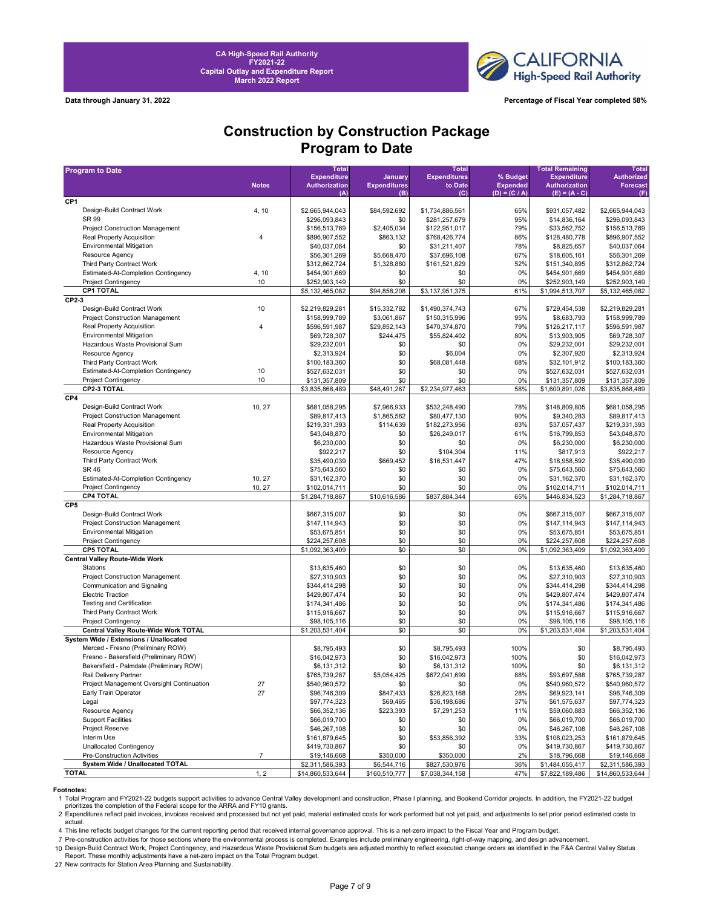CA High-Speed Rail Authority
FY2021-22
Capital Outlay and Expenditure Report
March 2022 Report

Data through January 31, 2022

Percentage of Fiscal Year completed 58%

# Construction by Construction Package
## Program to Date

| Program to Date | Notes | Total Expenditure Authorization (A) | January Expenditures (B) | Total Expenditures to Date (C) | % Budget Expended (D) = (C / A) | Total Remaining Expenditure Authorization (E) = (A - C) | Total Authorized Forecast (F) |
|---|---|---|---|---|---|---|---|
| **CP1** | | | | | | | |
| Design-Build Contract Work | 4, 10 | $2,665,944,043 | $84,592,692 | $1,734,886,561 | 65% | $931,057,482 | $2,665,944,043 |
| SR 99 | | $296,093,843 | $0 | $281,257,679 | 95% | $14,836,164 | $296,093,843 |
| Project Construction Management | | $156,513,769 | $2,405,034 | $122,951,017 | 79% | $33,562,752 | $156,513,769 |
| Real Property Acquisition | 4 | $896,907,552 | $863,132 | $768,426,774 | 86% | $128,480,778 | $896,907,552 |
| Environmental Mitigation | | $40,037,064 | $0 | $31,211,407 | 78% | $8,825,657 | $40,037,064 |
| Resource Agency | | $56,301,269 | $5,668,470 | $37,696,108 | 67% | $18,605,161 | $56,301,269 |
| Third Party Contract Work | | $312,862,724 | $1,328,880 | $161,521,829 | 52% | $151,340,895 | $312,862,724 |
| Estimated-At-Completion Contingency | 4, 10 | $454,901,669 | $0 | $0 | 0% | $454,901,669 | $454,901,669 |
| Project Contingency | 10 | $252,903,149 | $0 | $0 | 0% | $252,903,149 | $252,903,149 |
| **CP1 TOTAL** | | $5,132,465,082 | $94,858,208 | $3,137,951,375 | 61% | $1,994,513,707 | $5,132,465,082 |
| **CP2-3** | | | | | | | |
| Design-Build Contract Work | 10 | $2,219,829,281 | $15,332,782 | $1,490,374,743 | 67% | $729,454,538 | $2,219,829,281 |
| Project Construction Management | | $158,999,789 | $3,061,867 | $150,315,996 | 95% | $8,683,793 | $158,999,789 |
| Real Property Acquisition | 4 | $596,591,987 | $29,852,143 | $470,374,870 | 79% | $126,217,117 | $596,591,987 |
| Environmental Mitigation | | $69,728,307 | $244,475 | $55,824,402 | 80% | $13,903,905 | $69,728,307 |
| Hazardous Waste Provisional Sum | | $29,232,001 | $0 | $0 | 0% | $29,232,001 | $29,232,001 |
| Resource Agency | | $2,313,924 | $0 | $6,004 | 0% | $2,307,920 | $2,313,924 |
| Third Party Contract Work | | $100,183,360 | $0 | $68,081,448 | 68% | $32,101,912 | $100,183,360 |
| Estimated-At-Completion Contingency | 10 | $527,632,031 | $0 | $0 | 0% | $527,632,031 | $527,632,031 |
| Project Contingency | 10 | $131,357,809 | $0 | $0 | 0% | $131,357,809 | $131,357,809 |
| **CP2-3 TOTAL** | | $3,835,868,489 | $48,491,267 | $2,234,977,463 | 58% | $1,600,891,026 | $3,835,868,489 |
| **CP4** | | | | | | | |
| Design-Build Contract Work | 10, 27 | $681,058,295 | $7,966,933 | $532,248,490 | 78% | $148,809,805 | $681,058,295 |
| Project Construction Management | | $89,817,413 | $1,865,562 | $80,477,130 | 90% | $9,340,283 | $89,817,413 |
| Real Property Acquisition | | $219,331,393 | $114,639 | $182,273,956 | 83% | $37,057,437 | $219,331,393 |
| Environmental Mitigation | | $43,048,870 | $0 | $26,249,017 | 61% | $16,799,853 | $43,048,870 |
| Hazardous Waste Provisional Sum | | $6,230,000 | $0 | $0 | 0% | $6,230,000 | $6,230,000 |
| Resource Agency | | $922,217 | $0 | $104,304 | 11% | $817,913 | $922,217 |
| Third Party Contract Work | | $35,490,039 | $669,452 | $16,531,447 | 47% | $18,958,592 | $35,490,039 |
| SR 46 | | $75,643,560 | $0 | $0 | 0% | $75,643,560 | $75,643,560 |
| Estimated-At-Completion Contingency | 10, 27 | $31,162,370 | $0 | $0 | 0% | $31,162,370 | $31,162,370 |
| Project Contingency | 10, 27 | $102,014,711 | $0 | $0 | 0% | $102,014,711 | $102,014,711 |
| **CP4 TOTAL** | | $1,284,718,867 | $10,616,586 | $837,884,344 | 65% | $446,834,523 | $1,284,718,867 |
| **CP5** | | | | | | | |
| Design-Build Contract Work | | $667,315,007 | $0 | $0 | 0% | $667,315,007 | $667,315,007 |
| Project Construction Management | | $147,114,943 | $0 | $0 | 0% | $147,114,943 | $147,114,943 |
| Environmental Mitigation | | $53,675,851 | $0 | $0 | 0% | $53,675,851 | $53,675,851 |
| Project Contingency | | $224,257,608 | $0 | $0 | 0% | $224,257,608 | $224,257,608 |
| **CP5 TOTAL** | | $1,092,363,409 | $0 | $0 | 0% | $1,092,363,409 | $1,092,363,409 |
| **Central Valley Route-Wide Work** | | | | | | | |
| Stations | | $13,635,460 | $0 | $0 | 0% | $13,635,460 | $13,635,460 |
| Project Construction Management | | $27,310,903 | $0 | $0 | 0% | $27,310,903 | $27,310,903 |
| Communication and Signaling | | $344,414,298 | $0 | $0 | 0% | $344,414,298 | $344,414,298 |
| Electric Traction | | $429,807,474 | $0 | $0 | 0% | $429,807,474 | $429,807,474 |
| Testing and Certification | | $174,341,486 | $0 | $0 | 0% | $174,341,486 | $174,341,486 |
| Third Party Contract Work | | $115,916,667 | $0 | $0 | 0% | $115,916,667 | $115,916,667 |
| Project Contingency | | $98,105,116 | $0 | $0 | 0% | $98,105,116 | $98,105,116 |
| **Central Valley Route-Wide Work TOTAL** | | $1,203,531,404 | $0 | $0 | 0% | $1,203,531,404 | $1,203,531,404 |
| **System Wide / Extensions / Unallocated** | | | | | | | |
| Merced - Fresno (Preliminary ROW) | | $8,795,493 | $0 | $8,795,493 | 100% | $0 | $8,795,493 |
| Fresno - Bakersfield (Preliminary ROW) | | $16,042,973 | $0 | $16,042,973 | 100% | $0 | $16,042,973 |
| Bakersfield - Palmdale (Preliminary ROW) | | $6,131,312 | $0 | $6,131,312 | 100% | $0 | $6,131,312 |
| Rail Delivery Partner | | $765,739,287 | $5,054,425 | $672,041,699 | 88% | $93,697,588 | $765,739,287 |
| Project Management Oversight Continuation | 27 | $540,960,572 | $0 | $0 | 0% | $540,960,572 | $540,960,572 |
| Early Train Operator | 27 | $96,746,309 | $847,433 | $26,823,168 | 28% | $69,923,141 | $96,746,309 |
| Legal | | $97,774,323 | $69,465 | $36,198,686 | 37% | $61,575,637 | $97,774,323 |
| Resource Agency | | $66,352,136 | $223,393 | $7,291,253 | 11% | $59,060,883 | $66,352,136 |
| Support Facilities | | $66,019,700 | $0 | $0 | 0% | $66,019,700 | $66,019,700 |
| Project Reserve | | $46,267,108 | $0 | $0 | 0% | $46,267,108 | $46,267,108 |
| Interim Use | | $161,879,645 | $0 | $53,856,392 | 33% | $108,023,253 | $161,879,645 |
| Unallocated Contingency | | $419,730,867 | $0 | $0 | 0% | $419,730,867 | $419,730,867 |
| Pre-Construction Activities | 7 | $19,146,668 | $350,000 | $350,000 | 2% | $18,796,668 | $19,146,668 |
| **System Wide / Unallocated TOTAL** | | $2,311,586,393 | $6,544,716 | $827,530,976 | 36% | $1,484,055,417 | $2,311,586,393 |
| **TOTAL** | 1, 2 | $14,860,533,644 | $160,510,777 | $7,038,344,158 | 47% | $7,822,189,486 | $14,860,533,644 |

**Footnotes:**

1 Total Program and FY2021-22 budgets support activities to advance Central Valley development and construction, Phase I planning, and Bookend Corridor projects. In addition, the FY2021-22 budget prioritizes the completion of the Federal scope for the ARRA and FY10 grants.

2 Expenditures reflect paid invoices, invoices received and processed but not yet paid, material estimated costs for work performed but not yet paid, and adjustments to set prior period estimated costs to actual.

4 This line reflects budget changes for the current reporting period that received internal governance approval. This is a net-zero impact to the Fiscal Year and Program budget.

7 Pre-construction activities for those sections where the environmental process is completed. Examples include preliminary engineering, right-of-way mapping, and design advancement.

10 Design-Build Contract Work, Project Contingency, and Hazardous Waste Provisional Sum budgets are adjusted monthly to reflect executed change orders as identified in the F&A Central Valley Status Report. These monthly adjustments have a net-zero impact on the Total Program budget.

27 New contracts for Station Area Planning and Sustainability.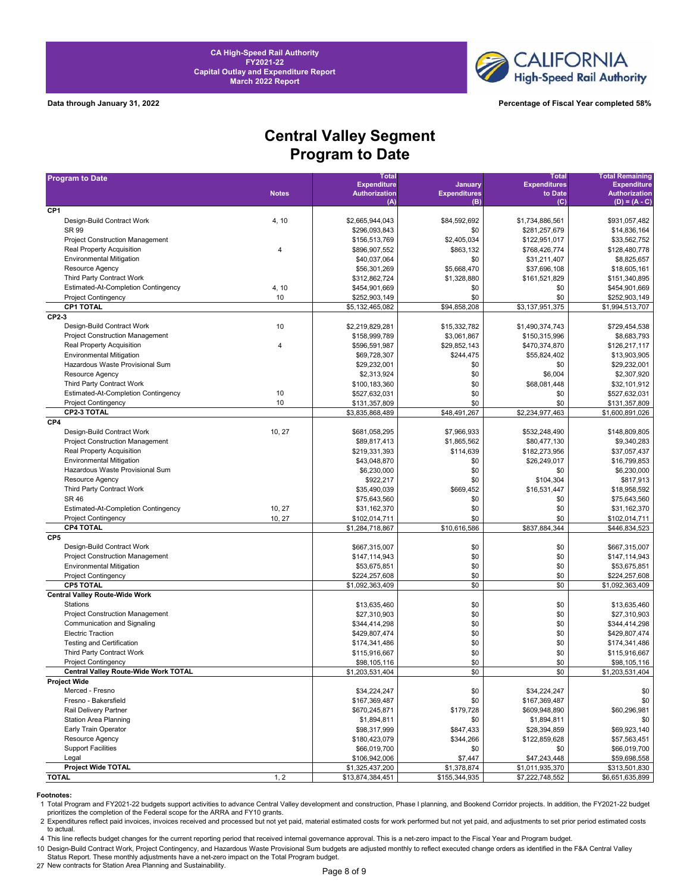CA High-Speed Rail Authority
FY2021-22
Capital Outlay and Expenditure Report
March 2022 Report

CALIFORNIA High-Speed Rail Authority

**Data through January 31, 2022** | **Percentage of Fiscal Year completed 58%**

# Central Valley Segment
# Program to Date

| Program to Date | Notes | Total Expenditure Authorization (A) | January Expenditures (B) | Total Expenditures to Date (C) | Total Remaining Expenditure Authorization (D) = (A - C) |
|---|---|---|---|---|---|
| **CP1** | | | | | |
| Design-Build Contract Work | 4, 10 | $2,665,944,043 | $84,592,692 | $1,734,886,561 | $931,057,482 |
| SR 99 | | $296,093,843 | $0 | $281,257,679 | $14,836,164 |
| Project Construction Management | | $156,513,769 | $2,405,034 | $122,951,017 | $33,562,752 |
| Real Property Acquisition | 4 | $896,907,552 | $863,132 | $768,426,774 | $128,480,778 |
| Environmental Mitigation | | $40,037,064 | $0 | $31,211,407 | $8,825,657 |
| Resource Agency | | $56,301,269 | $5,668,470 | $37,696,108 | $18,605,161 |
| Third Party Contract Work | | $312,862,724 | $1,328,880 | $161,521,829 | $151,340,895 |
| Estimated-At-Completion Contingency | 4, 10 | $454,901,669 | $0 | $0 | $454,901,669 |
| Project Contingency | 10 | $252,903,149 | $0 | $0 | $252,903,149 |
| **CP1 TOTAL** | | $5,132,465,082 | $94,858,208 | $3,137,951,375 | $1,994,513,707 |
| **CP2-3** | | | | | |
| Design-Build Contract Work | 10 | $2,219,829,281 | $15,332,782 | $1,490,374,743 | $729,454,538 |
| Project Construction Management | | $158,999,789 | $3,061,867 | $150,315,996 | $8,683,793 |
| Real Property Acquisition | 4 | $596,591,987 | $29,852,143 | $470,374,870 | $126,217,117 |
| Environmental Mitigation | | $69,728,307 | $244,475 | $55,824,402 | $13,903,905 |
| Hazardous Waste Provisional Sum | | $29,232,001 | $0 | $0 | $29,232,001 |
| Resource Agency | | $2,313,924 | $0 | $6,004 | $2,307,920 |
| Third Party Contract Work | | $100,183,360 | $0 | $68,081,448 | $32,101,912 |
| Estimated-At-Completion Contingency | 10 | $527,632,031 | $0 | $0 | $527,632,031 |
| Project Contingency | 10 | $131,357,809 | $0 | $0 | $131,357,809 |
| **CP2-3 TOTAL** | | $3,835,868,489 | $48,491,267 | $2,234,977,463 | $1,600,891,026 |
| **CP4** | | | | | |
| Design-Build Contract Work | 10, 27 | $681,058,295 | $7,966,933 | $532,248,490 | $148,809,805 |
| Project Construction Management | | $89,817,413 | $1,865,562 | $80,477,130 | $9,340,283 |
| Real Property Acquisition | | $219,331,393 | $114,639 | $182,273,956 | $37,057,437 |
| Environmental Mitigation | | $43,048,870 | $0 | $26,249,017 | $16,799,853 |
| Hazardous Waste Provisional Sum | | $6,230,000 | $0 | $0 | $6,230,000 |
| Resource Agency | | $922,217 | $0 | $104,304 | $817,913 |
| Third Party Contract Work | | $35,490,039 | $669,452 | $16,531,447 | $18,958,592 |
| SR 46 | | $75,643,560 | $0 | $0 | $75,643,560 |
| Estimated-At-Completion Contingency | 10, 27 | $31,162,370 | $0 | $0 | $31,162,370 |
| Project Contingency | 10, 27 | $102,014,711 | $0 | $0 | $102,014,711 |
| **CP4 TOTAL** | | $1,284,718,867 | $10,616,586 | $837,884,344 | $446,834,523 |
| **CP5** | | | | | |
| Design-Build Contract Work | | $667,315,007 | $0 | $0 | $667,315,007 |
| Project Construction Management | | $147,114,943 | $0 | $0 | $147,114,943 |
| Environmental Mitigation | | $53,675,851 | $0 | $0 | $53,675,851 |
| Project Contingency | | $224,257,608 | $0 | $0 | $224,257,608 |
| **CP5 TOTAL** | | $1,092,363,409 | $0 | $0 | $1,092,363,409 |
| **Central Valley Route-Wide Work** | | | | | |
| Stations | | $13,635,460 | $0 | $0 | $13,635,460 |
| Project Construction Management | | $27,310,903 | $0 | $0 | $27,310,903 |
| Communication and Signaling | | $344,414,298 | $0 | $0 | $344,414,298 |
| Electric Traction | | $429,807,474 | $0 | $0 | $429,807,474 |
| Testing and Certification | | $174,341,486 | $0 | $0 | $174,341,486 |
| Third Party Contract Work | | $115,916,667 | $0 | $0 | $115,916,667 |
| Project Contingency | | $98,105,116 | $0 | $0 | $98,105,116 |
| **Central Valley Route-Wide Work TOTAL** | | $1,203,531,404 | $0 | $0 | $1,203,531,404 |
| **Project Wide** | | | | | |
| Merced - Fresno | | $34,224,247 | $0 | $34,224,247 | $0 |
| Fresno - Bakersfield | | $167,369,487 | $0 | $167,369,487 | $0 |
| Rail Delivery Partner | | $670,245,871 | $179,728 | $609,948,890 | $60,296,981 |
| Station Area Planning | | $1,894,811 | $0 | $1,894,811 | $0 |
| Early Train Operator | | $98,317,999 | $847,433 | $28,394,859 | $69,923,140 |
| Resource Agency | | $180,423,079 | $344,266 | $122,859,628 | $57,563,451 |
| Support Facilities | | $66,019,700 | $0 | $0 | $66,019,700 |
| Legal | | $106,942,006 | $7,447 | $47,243,448 | $59,698,558 |
| **Project Wide TOTAL** | | $1,325,437,200 | $1,378,874 | $1,011,935,370 | $313,501,830 |
| **TOTAL** | 1, 2 | $13,874,384,451 | $155,344,935 | $7,222,748,552 | $6,651,635,899 |

**Footnotes:**

1 Total Program and FY2021-22 budgets support activities to advance Central Valley development and construction, Phase I planning, and Bookend Corridor projects. In addition, the FY2021-22 budget prioritizes the completion of the Federal scope for the ARRA and FY10 grants.

2 Expenditures reflect paid invoices, invoices received and processed but not yet paid, material estimated costs for work performed but not yet paid, and adjustments to set prior period estimated costs to actual.

4 This line reflects budget changes for the current reporting period that received internal governance approval. This is a net-zero impact to the Fiscal Year and Program budget.

10 Design-Build Contract Work, Project Contingency, and Hazardous Waste Provisional Sum budgets are adjusted monthly to reflect executed change orders as identified in the F&A Central Valley Status Report. These monthly adjustments have a net-zero impact on the Total Program budget.

27 New contracts for Station Area Planning and Sustainability.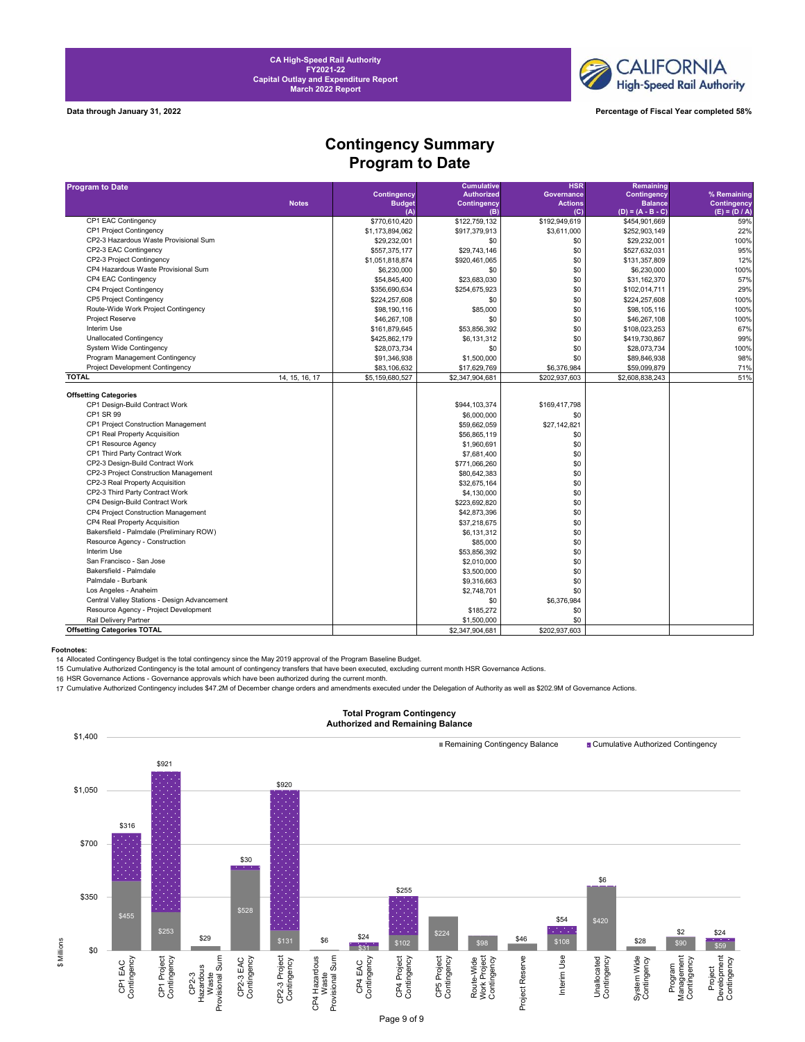CA High-Speed Rail Authority
FY2021-22
Capital Outlay and Expenditure Report
March 2022 Report

CALIFORNIA High-Speed Rail Authority

Data through January 31, 2022

Percentage of Fiscal Year completed 58%

# Contingency Summary
# Program to Date

| Program to Date | Notes | Contingency Budget (A) | Cumulative Authorized Contingency (B) | HSR Governance Actions (C) | Remaining Contingency Balance (D) = (A - B - C) | % Remaining Contingency (E) = (D / A) |
|---|---|---|---|---|---|---|
| CP1 EAC Contingency | | $770,610,420 | $122,759,132 | $192,949,619 | $454,901,669 | 59% |
| CP1 Project Contingency | | $1,173,894,062 | $917,379,913 | $3,611,000 | $252,903,149 | 22% |
| CP2-3 Hazardous Waste Provisional Sum | | $29,232,001 | $0 | $0 | $29,232,001 | 100% |
| CP2-3 EAC Contingency | | $557,375,177 | $29,743,146 | $0 | $527,632,031 | 95% |
| CP2-3 Project Contingency | | $1,051,818,874 | $920,461,065 | $0 | $131,357,809 | 12% |
| CP4 Hazardous Waste Provisional Sum | | $6,230,000 | $0 | $0 | $6,230,000 | 100% |
| CP4 EAC Contingency | | $54,845,400 | $23,683,030 | $0 | $31,162,370 | 57% |
| CP4 Project Contingency | | $356,690,634 | $254,675,923 | $0 | $102,014,711 | 29% |
| CP5 Project Contingency | | $224,257,608 | $0 | $0 | $224,257,608 | 100% |
| Route-Wide Work Project Contingency | | $98,190,116 | $85,000 | $0 | $98,105,116 | 100% |
| Project Reserve | | $46,267,108 | $0 | $0 | $46,267,108 | 100% |
| Interim Use | | $161,879,645 | $53,856,392 | $0 | $108,023,253 | 67% |
| Unallocated Contingency | | $425,862,179 | $6,131,312 | $0 | $419,730,867 | 99% |
| System Wide Contingency | | $28,073,734 | $0 | $0 | $28,073,734 | 100% |
| Program Management Contingency | | $91,346,938 | $1,500,000 | $0 | $89,846,938 | 98% |
| Project Development Contingency | | $83,106,632 | $17,629,769 | $6,376,984 | $59,099,879 | 71% |
| **TOTAL** | 14, 15, 16, 17 | $5,159,680,527 | $2,347,904,681 | $202,937,603 | $2,608,838,243 | 51% |
| **Offsetting Categories** | | | | | | |
| CP1 Design-Build Contract Work | | | $944,103,374 | $169,417,798 | | |
| CP1 SR 99 | | | $6,000,000 | $0 | | |
| CP1 Project Construction Management | | | $59,662,059 | $27,142,821 | | |
| CP1 Real Property Acquisition | | | $56,865,119 | $0 | | |
| CP1 Resource Agency | | | $1,960,691 | $0 | | |
| CP1 Third Party Contract Work | | | $7,681,400 | $0 | | |
| CP2-3 Design-Build Contract Work | | | $771,066,260 | $0 | | |
| CP2-3 Project Construction Management | | | $80,642,383 | $0 | | |
| CP2-3 Real Property Acquisition | | | $32,675,164 | $0 | | |
| CP2-3 Third Party Contract Work | | | $4,130,000 | $0 | | |
| CP4 Design-Build Contract Work | | | $223,692,820 | $0 | | |
| CP4 Project Construction Management | | | $42,873,396 | $0 | | |
| CP4 Real Property Acquisition | | | $37,218,675 | $0 | | |
| Bakersfield - Palmdale (Preliminary ROW) | | | $6,131,312 | $0 | | |
| Resource Agency - Construction | | | $85,000 | $0 | | |
| Interim Use | | | $53,856,392 | $0 | | |
| San Francisco - San Jose | | | $2,010,000 | $0 | | |
| Bakersfield - Palmdale | | | $3,500,000 | $0 | | |
| Palmdale - Burbank | | | $9,316,663 | $0 | | |
| Los Angeles - Anaheim | | | $2,748,701 | $0 | | |
| Central Valley Stations - Design Advancement | | | $0 | $6,376,984 | | |
| Resource Agency - Project Development | | | $185,272 | $0 | | |
| Rail Delivery Partner | | | $1,500,000 | $0 | | |
| **Offsetting Categories TOTAL** | | | $2,347,904,681 | $202,937,603 | | |

**Footnotes:**

14 Allocated Contingency Budget is the total contingency since the May 2019 approval of the Program Baseline Budget.

15 Cumulative Authorized Contingency is the total amount of contingency transfers that have been executed, excluding current month HSR Governance Actions.

16 HSR Governance Actions - Governance approvals which have been authorized during the current month.

17 Cumulative Authorized Contingency includes $47.2M of December change orders and amendments executed under the Delegation of Authority as well as $202.9M of Governance Actions.

**Total Program Contingency**
**Authorized and Remaining Balance**

Remaining Contingency Balance
Cumulative Authorized Contingency

$ Millions

$1,400
$1,050
$700
$350
$0

CP1 EAC Contingency: $316, $455
CP1 Project Contingency: $921, $253
CP2-3 Hazardous Waste Provisional Sum: $29
CP2-3 EAC Contingency: $30, $528
CP2-3 Project Contingency: $920, $131
CP4 Hazardous Waste Provisional Sum: $6
CP4 EAC Contingency: $24, $31
CP4 Project Contingency: $255, $102
CP5 Project Contingency: $224
Route-Wide Work Project Contingency: $98
Project Reserve: $46
Interim Use: $54, $108
Unallocated Contingency: $6, $420
System Wide Contingency: $28
Program Management Contingency: $2, $90
Project Development Contingency: $24, $59